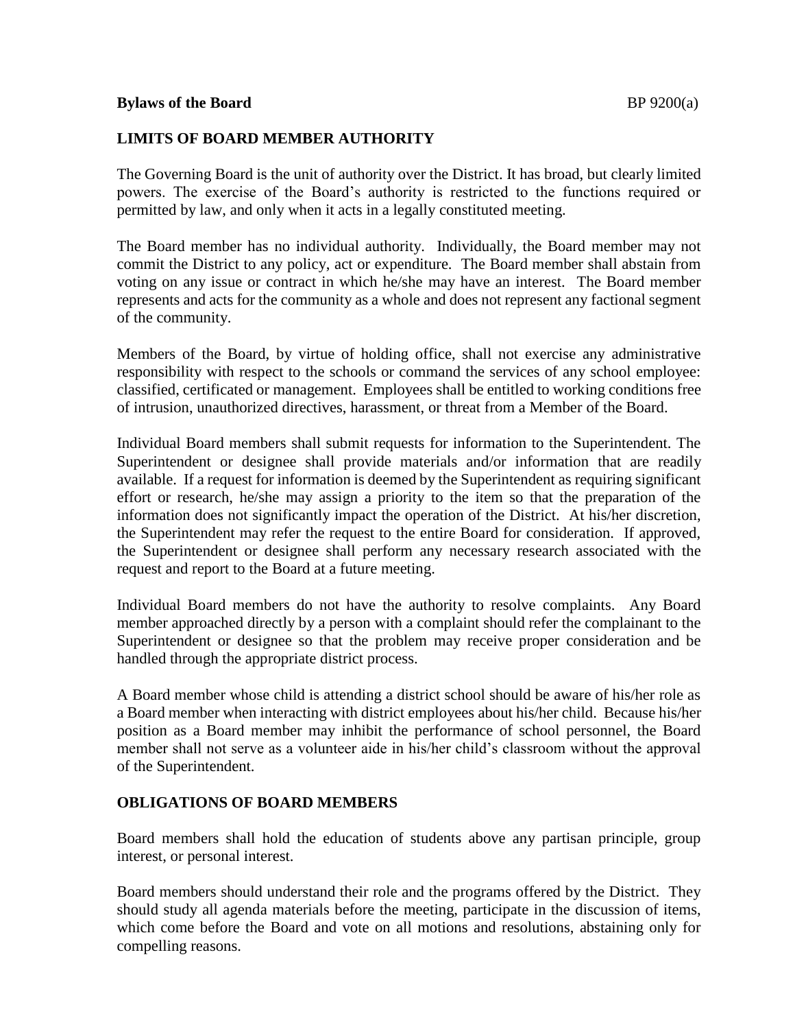**Bylaws of the Board** BP 9200(a)

## LIMITS OF BOARD MEMBER AUTHORITY

The Governing Board is the unit of authority over the District. It has broad, but clearly limited powers. The exercise of the Board's authority is restricted to the functions required or permitted by law, and only when it acts in a legally constituted meeting.

The Board member has no individual authority. Individually, the Board member may not commit the District to any policy, act or expenditure. The Board member shall abstain from voting on any issue or contract in which he/she may have an interest. The Board member represents and acts for the community as a whole and does not represent any factional segment of the community.

Members of the Board, by virtue of holding office, shall not exercise any administrative responsibility with respect to the schools or command the services of any school employee: classified, certificated or management. Employees shall be entitled to working conditions free of intrusion, unauthorized directives, harassment, or threat from a Member of the Board.

Individual Board members shall submit requests for information to the Superintendent. The Superintendent or designee shall provide materials and/or information that are readily available. If a request for information is deemed by the Superintendent as requiring significant effort or research, he/she may assign a priority to the item so that the preparation of the information does not significantly impact the operation of the District. At his/her discretion, the Superintendent may refer the request to the entire Board for consideration. If approved, the Superintendent or designee shall perform any necessary research associated with the request and report to the Board at a future meeting.

Individual Board members do not have the authority to resolve complaints. Any Board member approached directly by a person with a complaint should refer the complainant to the Superintendent or designee so that the problem may receive proper consideration and be handled through the appropriate district process.

A Board member whose child is attending a district school should be aware of his/her role as a Board member when interacting with district employees about his/her child. Because his/her position as a Board member may inhibit the performance of school personnel, the Board member shall not serve as a volunteer aide in his/her child's classroom without the approval of the Superintendent.

## OBLIGATIONS OF BOARD MEMBERS

Board members shall hold the education of students above any partisan principle, group interest, or personal interest.

Board members should understand their role and the programs offered by the District. They should study all agenda materials before the meeting, participate in the discussion of items, which come before the Board and vote on all motions and resolutions, abstaining only for compelling reasons.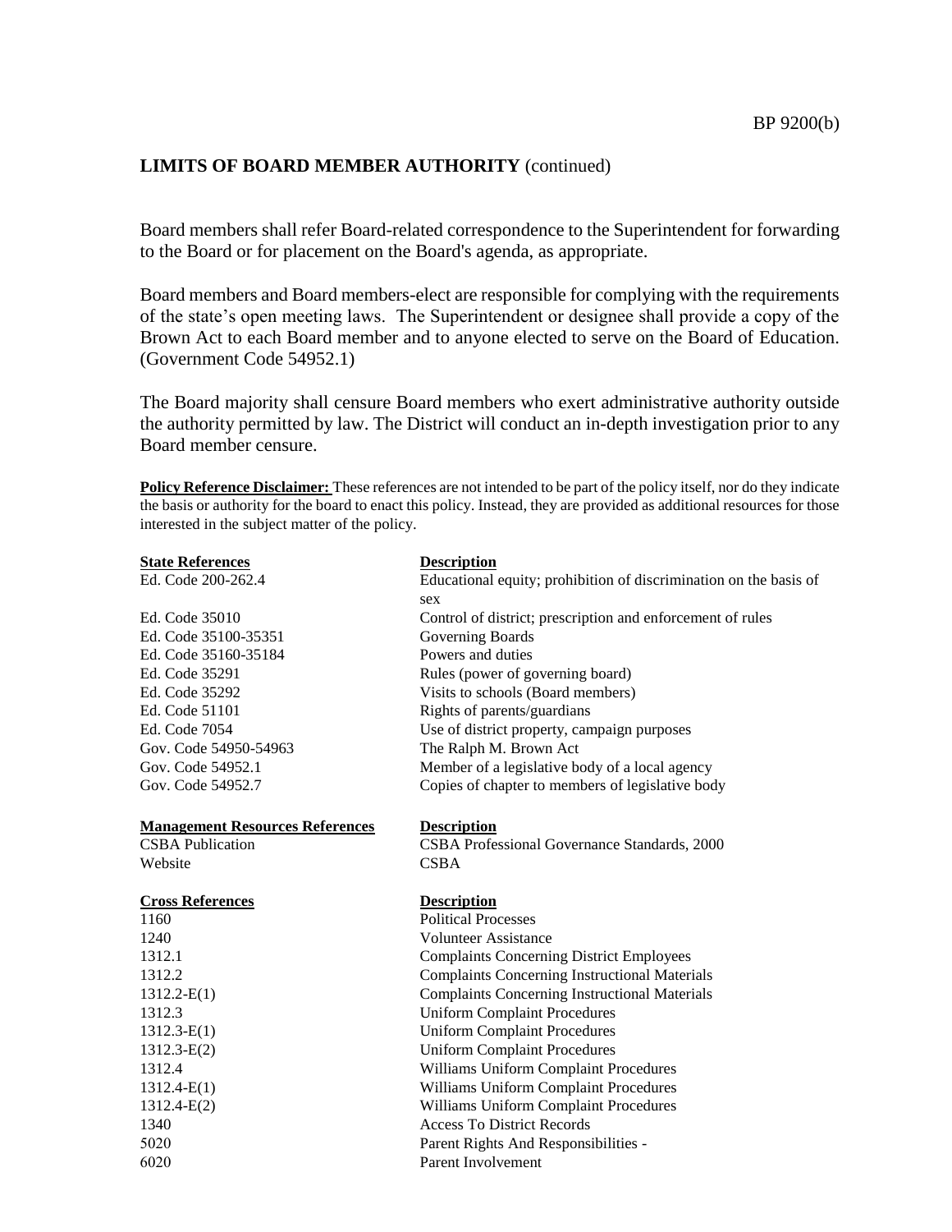## LIMITS OF BOARD MEMBER AUTHORITY (continued)

Board members shall refer Board-related correspondence to the Superintendent for forwarding to the Board or for placement on the Board's agenda, as appropriate.

Board members and Board members-elect are responsible for complying with the requirements of the state's open meeting laws. The Superintendent or designee shall provide a copy of the Brown Act to each Board member and to anyone elected to serve on the Board of Education. (Government Code 54952.1)

The Board majority shall censure Board members who exert administrative authority outside the authority permitted by law. The District will conduct an in-depth investigation prior to any Board member censure.

**Policy Reference Disclaimer:** These references are not intended to be part of the policy itself, nor do they indicate the basis or authority for the board to enact this policy. Instead, they are provided as additional resources for those interested in the subject matter of the policy.

| **State References** | **Description** |
| --- | --- |
| Ed. Code 200-262.4 | Educational equity; prohibition of discrimination on the basis of sex |
| Ed. Code 35010 | Control of district; prescription and enforcement of rules |
| Ed. Code 35100-35351 | Governing Boards |
| Ed. Code 35160-35184 | Powers and duties |
| Ed. Code 35291 | Rules (power of governing board) |
| Ed. Code 35292 | Visits to schools (Board members) |
| Ed. Code 51101 | Rights of parents/guardians |
| Ed. Code 7054 | Use of district property, campaign purposes |
| Gov. Code 54950-54963 | The Ralph M. Brown Act |
| Gov. Code 54952.1 | Member of a legislative body of a local agency |
| Gov. Code 54952.7 | Copies of chapter to members of legislative body |

| **Management Resources References** | **Description** |
| --- | --- |
| CSBA Publication | CSBA Professional Governance Standards, 2000 |
| Website | CSBA |

| **Cross References** | **Description** |
| --- | --- |
| 1160 | Political Processes |
| 1240 | Volunteer Assistance |
| 1312.1 | Complaints Concerning District Employees |
| 1312.2 | Complaints Concerning Instructional Materials |
| 1312.2-E(1) | Complaints Concerning Instructional Materials |
| 1312.3 | Uniform Complaint Procedures |
| 1312.3-E(1) | Uniform Complaint Procedures |
| 1312.3-E(2) | Uniform Complaint Procedures |
| 1312.4 | Williams Uniform Complaint Procedures |
| 1312.4-E(1) | Williams Uniform Complaint Procedures |
| 1312.4-E(2) | Williams Uniform Complaint Procedures |
| 1340 | Access To District Records |
| 5020 | Parent Rights And Responsibilities - |
| 6020 | Parent Involvement |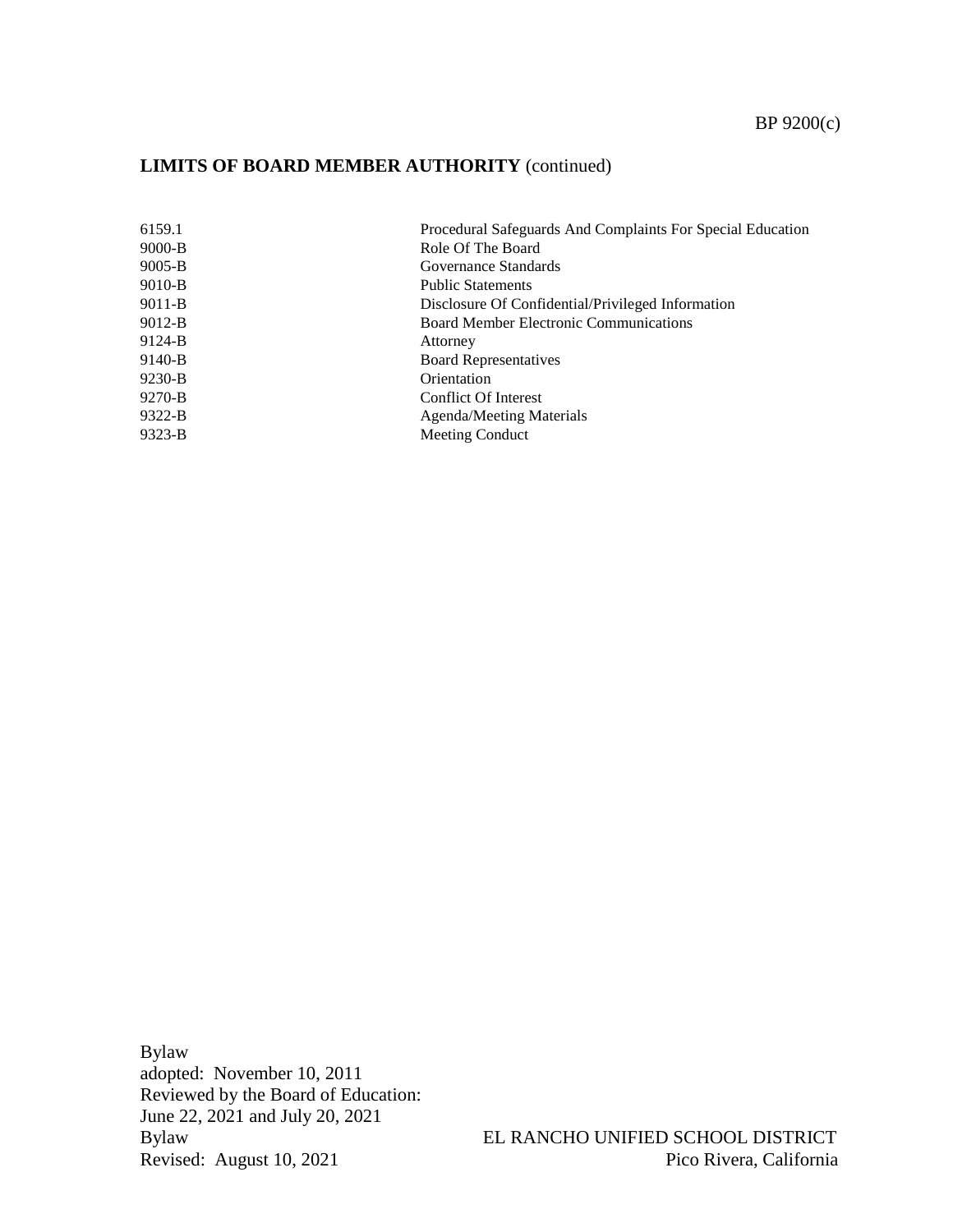**LIMITS OF BOARD MEMBER AUTHORITY** (continued)

| | |
|---|---|
| 6159.1 | Procedural Safeguards And Complaints For Special Education |
| 9000-B | Role Of The Board |
| 9005-B | Governance Standards |
| 9010-B | Public Statements |
| 9011-B | Disclosure Of Confidential/Privileged Information |
| 9012-B | Board Member Electronic Communications |
| 9124-B | Attorney |
| 9140-B | Board Representatives |
| 9230-B | Orientation |
| 9270-B | Conflict Of Interest |
| 9322-B | Agenda/Meeting Materials |
| 9323-B | Meeting Conduct |

Bylaw
adopted: November 10, 2011
Reviewed by the Board of Education:
June 22, 2021 and July 20, 2021
Bylaw
Revised: August 10, 2021

EL RANCHO UNIFIED SCHOOL DISTRICT
Pico Rivera, California